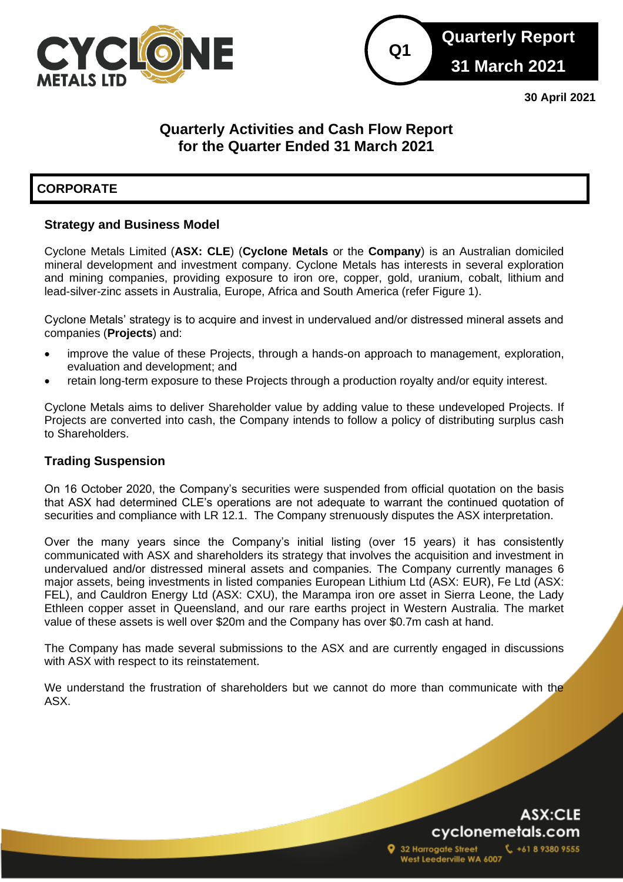# Quarterly Report 31 March 2021

30 April 2021

## Quarterly Activities and Cash Flow Report for the Quarter Ended 31 March 2021

## CORPORATE

### Strategy and Business Model

Cyclone Metals Limited (**ASX: CLE**) (**Cyclone Metals** or the **Company**) is an Australian domiciled mineral development and investment company. Cyclone Metals has interests in several exploration and mining companies, providing exposure to iron ore, copper, gold, uranium, cobalt, lithium and lead-silver-zinc assets in Australia, Europe, Africa and South America (refer Figure 1).

Cyclone Metals' strategy is to acquire and invest in undervalued and/or distressed mineral assets and companies (**Projects**) and:

- improve the value of these Projects, through a hands-on approach to management, exploration, evaluation and development; and
- retain long-term exposure to these Projects through a production royalty and/or equity interest.

Cyclone Metals aims to deliver Shareholder value by adding value to these undeveloped Projects. If Projects are converted into cash, the Company intends to follow a policy of distributing surplus cash to Shareholders.

### Trading Suspension

On 16 October 2020, the Company's securities were suspended from official quotation on the basis that ASX had determined CLE's operations are not adequate to warrant the continued quotation of securities and compliance with LR 12.1. The Company strenuously disputes the ASX interpretation.

Over the many years since the Company's initial listing (over 15 years) it has consistently communicated with ASX and shareholders its strategy that involves the acquisition and investment in undervalued and/or distressed mineral assets and companies. The Company currently manages 6 major assets, being investments in listed companies European Lithium Ltd (ASX: EUR), Fe Ltd (ASX: FEL), and Cauldron Energy Ltd (ASX: CXU), the Marampa iron ore asset in Sierra Leone, the Lady Ethleen copper asset in Queensland, and our rare earths project in Western Australia. The market value of these assets is well over $20m and the Company has over $0.7m cash at hand.

The Company has made several submissions to the ASX and are currently engaged in discussions with ASX with respect to its reinstatement.

We understand the frustration of shareholders but we cannot do more than communicate with the ASX.

ASX:CLE
cyclonemetals.com
32 Harrogate Street West Leederville WA 6007
+61 8 9380 9555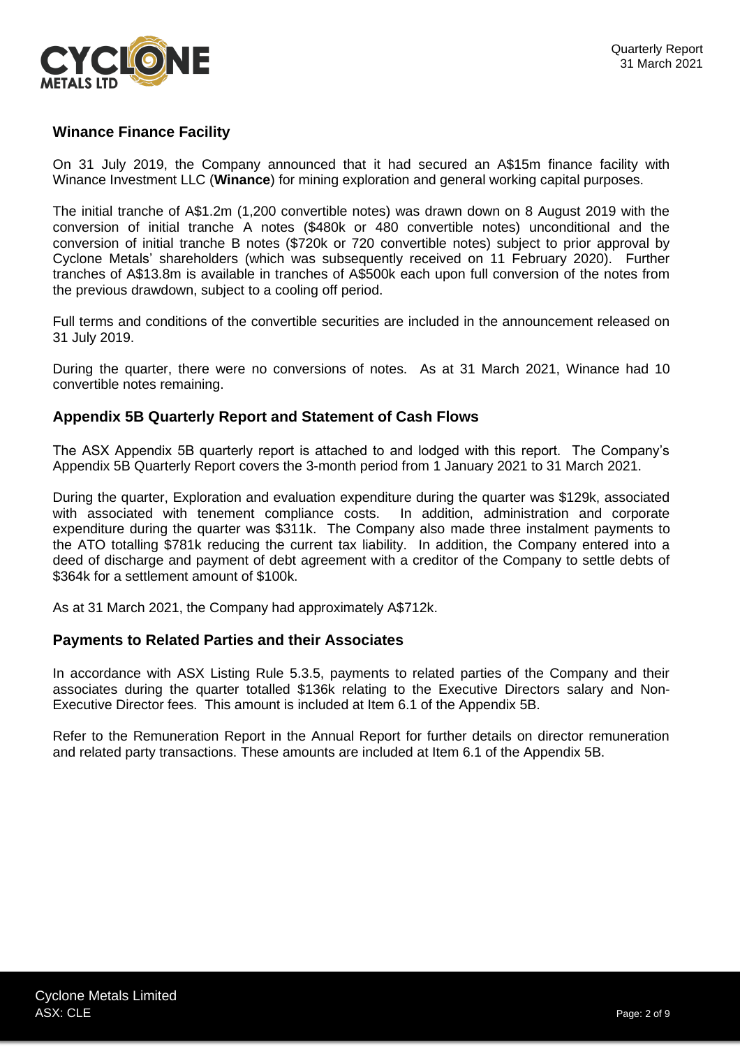## Winance Finance Facility

On 31 July 2019, the Company announced that it had secured an A$15m finance facility with Winance Investment LLC (**Winance**) for mining exploration and general working capital purposes.

The initial tranche of A$1.2m (1,200 convertible notes) was drawn down on 8 August 2019 with the conversion of initial tranche A notes ($480k or 480 convertible notes) unconditional and the conversion of initial tranche B notes ($720k or 720 convertible notes) subject to prior approval by Cyclone Metals' shareholders (which was subsequently received on 11 February 2020). Further tranches of A$13.8m is available in tranches of A$500k each upon full conversion of the notes from the previous drawdown, subject to a cooling off period.

Full terms and conditions of the convertible securities are included in the announcement released on 31 July 2019.

During the quarter, there were no conversions of notes. As at 31 March 2021, Winance had 10 convertible notes remaining.

## Appendix 5B Quarterly Report and Statement of Cash Flows

The ASX Appendix 5B quarterly report is attached to and lodged with this report. The Company's Appendix 5B Quarterly Report covers the 3-month period from 1 January 2021 to 31 March 2021.

During the quarter, Exploration and evaluation expenditure during the quarter was $129k, associated with associated with tenement compliance costs. In addition, administration and corporate expenditure during the quarter was $311k. The Company also made three instalment payments to the ATO totalling $781k reducing the current tax liability. In addition, the Company entered into a deed of discharge and payment of debt agreement with a creditor of the Company to settle debts of $364k for a settlement amount of $100k.

As at 31 March 2021, the Company had approximately A$712k.

## Payments to Related Parties and their Associates

In accordance with ASX Listing Rule 5.3.5, payments to related parties of the Company and their associates during the quarter totalled $136k relating to the Executive Directors salary and Non-Executive Director fees. This amount is included at Item 6.1 of the Appendix 5B.

Refer to the Remuneration Report in the Annual Report for further details on director remuneration and related party transactions. These amounts are included at Item 6.1 of the Appendix 5B.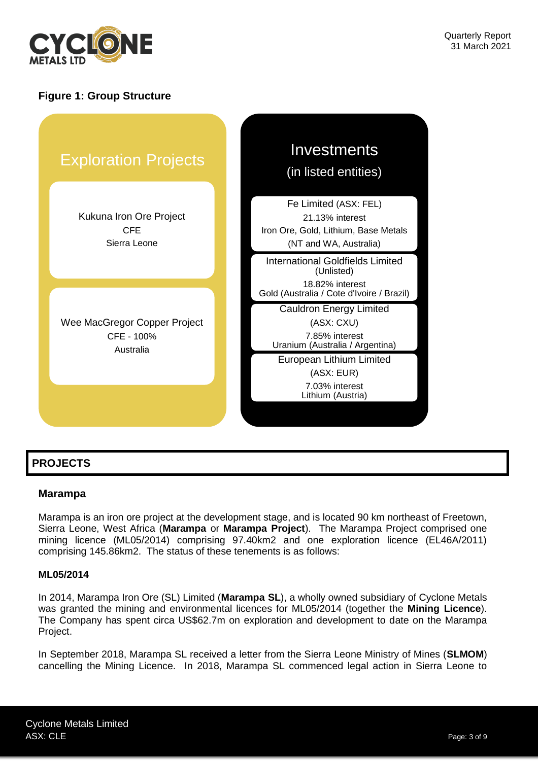**Figure 1: Group Structure**

**Exploration Projects**

Kukuna Iron Ore Project
CFE
Sierra Leone

Wee MacGregor Copper Project
CFE - 100%
Australia

**Investments**
(in listed entities)

Fe Limited (ASX: FEL)
21.13% interest
Iron Ore, Gold, Lithium, Base Metals
(NT and WA, Australia)

International Goldfields Limited
(Unlisted)
18.82% interest
Gold (Australia / Cote d'Ivoire / Brazil)

Cauldron Energy Limited
(ASX: CXU)
7.85% interest
Uranium (Australia / Argentina)

European Lithium Limited
(ASX: EUR)
7.03% interest
Lithium (Austria)

## PROJECTS

### Marampa

Marampa is an iron ore project at the development stage, and is located 90 km northeast of Freetown, Sierra Leone, West Africa (**Marampa** or **Marampa Project**). The Marampa Project comprised one mining licence (ML05/2014) comprising 97.40km2 and one exploration licence (EL46A/2011) comprising 145.86km2. The status of these tenements is as follows:

#### ML05/2014

In 2014, Marampa Iron Ore (SL) Limited (**Marampa SL**), a wholly owned subsidiary of Cyclone Metals was granted the mining and environmental licences for ML05/2014 (together the **Mining Licence**). The Company has spent circa US$62.7m on exploration and development to date on the Marampa Project.

In September 2018, Marampa SL received a letter from the Sierra Leone Ministry of Mines (**SLMOM**) cancelling the Mining Licence. In 2018, Marampa SL commenced legal action in Sierra Leone to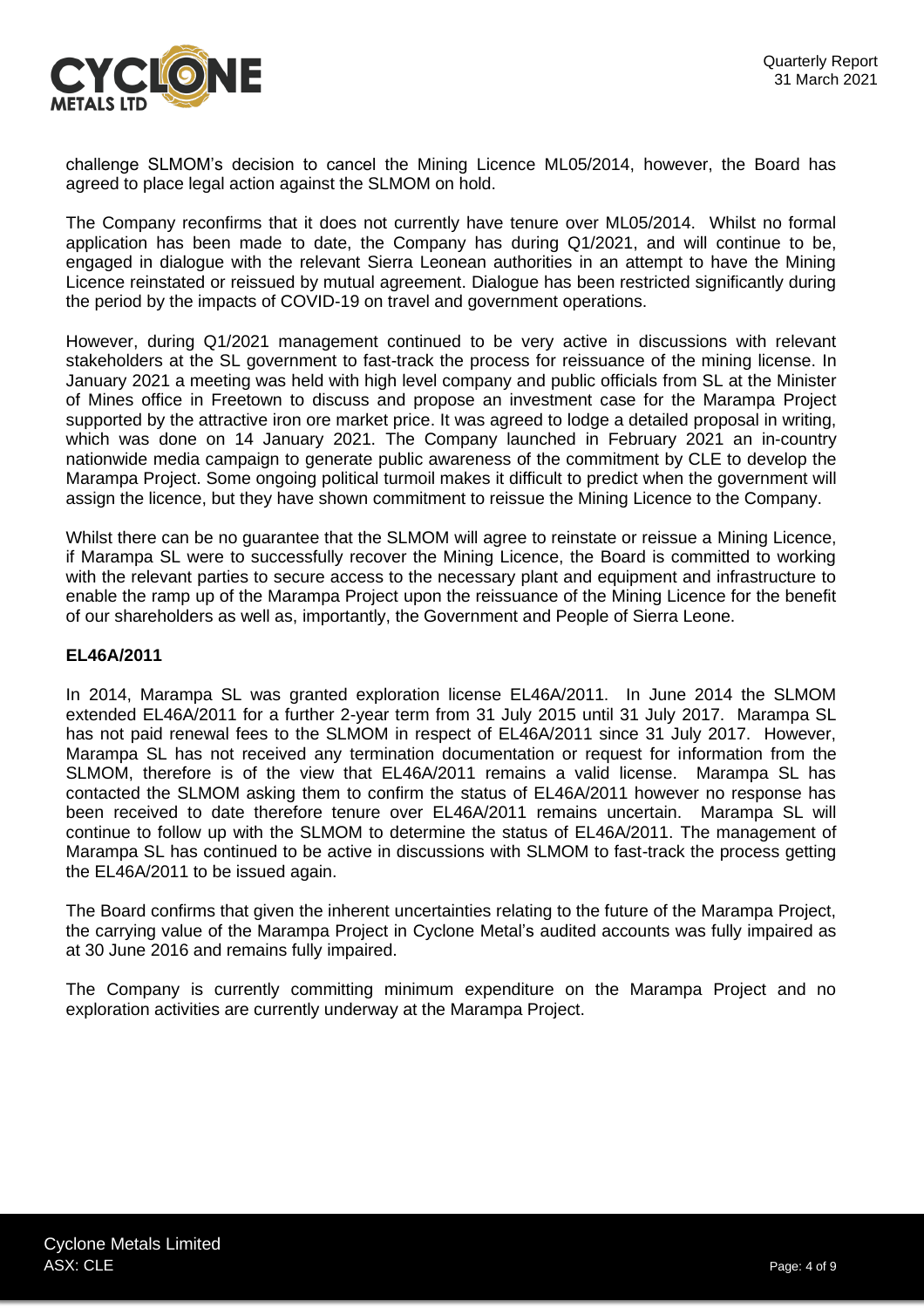challenge SLMOM's decision to cancel the Mining Licence ML05/2014, however, the Board has agreed to place legal action against the SLMOM on hold.

The Company reconfirms that it does not currently have tenure over ML05/2014. Whilst no formal application has been made to date, the Company has during Q1/2021, and will continue to be, engaged in dialogue with the relevant Sierra Leonean authorities in an attempt to have the Mining Licence reinstated or reissued by mutual agreement. Dialogue has been restricted significantly during the period by the impacts of COVID-19 on travel and government operations.

However, during Q1/2021 management continued to be very active in discussions with relevant stakeholders at the SL government to fast-track the process for reissuance of the mining license. In January 2021 a meeting was held with high level company and public officials from SL at the Minister of Mines office in Freetown to discuss and propose an investment case for the Marampa Project supported by the attractive iron ore market price. It was agreed to lodge a detailed proposal in writing, which was done on 14 January 2021. The Company launched in February 2021 an in-country nationwide media campaign to generate public awareness of the commitment by CLE to develop the Marampa Project. Some ongoing political turmoil makes it difficult to predict when the government will assign the licence, but they have shown commitment to reissue the Mining Licence to the Company.

Whilst there can be no guarantee that the SLMOM will agree to reinstate or reissue a Mining Licence, if Marampa SL were to successfully recover the Mining Licence, the Board is committed to working with the relevant parties to secure access to the necessary plant and equipment and infrastructure to enable the ramp up of the Marampa Project upon the reissuance of the Mining Licence for the benefit of our shareholders as well as, importantly, the Government and People of Sierra Leone.

**EL46A/2011**

In 2014, Marampa SL was granted exploration license EL46A/2011. In June 2014 the SLMOM extended EL46A/2011 for a further 2-year term from 31 July 2015 until 31 July 2017. Marampa SL has not paid renewal fees to the SLMOM in respect of EL46A/2011 since 31 July 2017. However, Marampa SL has not received any termination documentation or request for information from the SLMOM, therefore is of the view that EL46A/2011 remains a valid license. Marampa SL has contacted the SLMOM asking them to confirm the status of EL46A/2011 however no response has been received to date therefore tenure over EL46A/2011 remains uncertain. Marampa SL will continue to follow up with the SLMOM to determine the status of EL46A/2011. The management of Marampa SL has continued to be active in discussions with SLMOM to fast-track the process getting the EL46A/2011 to be issued again.

The Board confirms that given the inherent uncertainties relating to the future of the Marampa Project, the carrying value of the Marampa Project in Cyclone Metal's audited accounts was fully impaired as at 30 June 2016 and remains fully impaired.

The Company is currently committing minimum expenditure on the Marampa Project and no exploration activities are currently underway at the Marampa Project.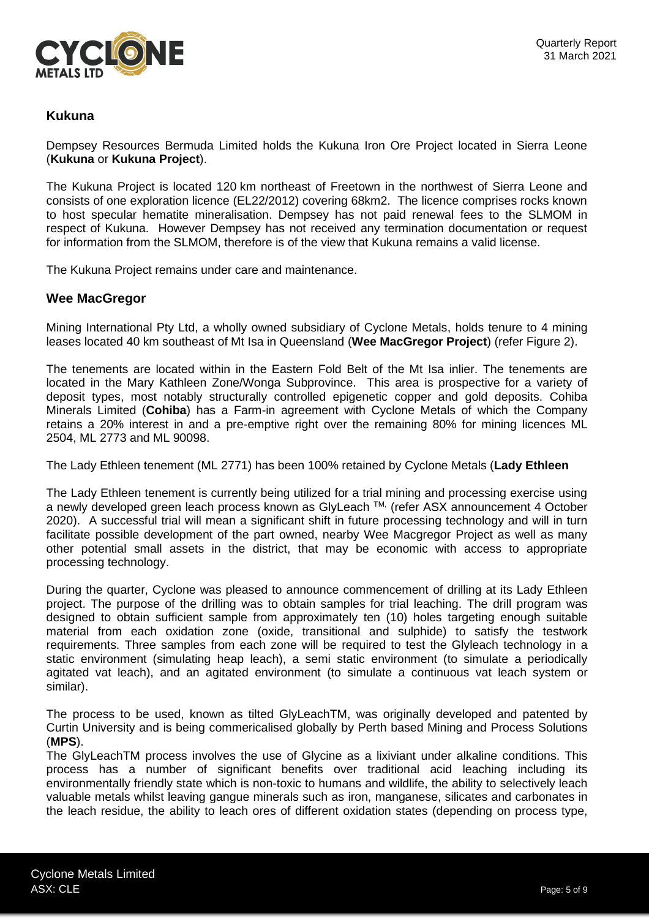## Kukuna

Dempsey Resources Bermuda Limited holds the Kukuna Iron Ore Project located in Sierra Leone (**Kukuna** or **Kukuna Project**).

The Kukuna Project is located 120 km northeast of Freetown in the northwest of Sierra Leone and consists of one exploration licence (EL22/2012) covering 68km2. The licence comprises rocks known to host specular hematite mineralisation. Dempsey has not paid renewal fees to the SLMOM in respect of Kukuna. However Dempsey has not received any termination documentation or request for information from the SLMOM, therefore is of the view that Kukuna remains a valid license.

The Kukuna Project remains under care and maintenance.

## Wee MacGregor

Mining International Pty Ltd, a wholly owned subsidiary of Cyclone Metals, holds tenure to 4 mining leases located 40 km southeast of Mt Isa in Queensland (**Wee MacGregor Project**) (refer Figure 2).

The tenements are located within in the Eastern Fold Belt of the Mt Isa inlier. The tenements are located in the Mary Kathleen Zone/Wonga Subprovince. This area is prospective for a variety of deposit types, most notably structurally controlled epigenetic copper and gold deposits. Cohiba Minerals Limited (**Cohiba**) has a Farm-in agreement with Cyclone Metals of which the Company retains a 20% interest in and a pre-emptive right over the remaining 80% for mining licences ML 2504, ML 2773 and ML 90098.

The Lady Ethleen tenement (ML 2771) has been 100% retained by Cyclone Metals (**Lady Ethleen**

The Lady Ethleen tenement is currently being utilized for a trial mining and processing exercise using a newly developed green leach process known as GlyLeach TM, (refer ASX announcement 4 October 2020). A successful trial will mean a significant shift in future processing technology and will in turn facilitate possible development of the part owned, nearby Wee Macgregor Project as well as many other potential small assets in the district, that may be economic with access to appropriate processing technology.

During the quarter, Cyclone was pleased to announce commencement of drilling at its Lady Ethleen project. The purpose of the drilling was to obtain samples for trial leaching. The drill program was designed to obtain sufficient sample from approximately ten (10) holes targeting enough suitable material from each oxidation zone (oxide, transitional and sulphide) to satisfy the testwork requirements. Three samples from each zone will be required to test the Glyleach technology in a static environment (simulating heap leach), a semi static environment (to simulate a periodically agitated vat leach), and an agitated environment (to simulate a continuous vat leach system or similar).

The process to be used, known as tilted GlyLeachTM, was originally developed and patented by Curtin University and is being commericalised globally by Perth based Mining and Process Solutions (**MPS**).

The GlyLeachTM process involves the use of Glycine as a lixiviant under alkaline conditions. This process has a number of significant benefits over traditional acid leaching including its environmentally friendly state which is non-toxic to humans and wildlife, the ability to selectively leach valuable metals whilst leaving gangue minerals such as iron, manganese, silicates and carbonates in the leach residue, the ability to leach ores of different oxidation states (depending on process type,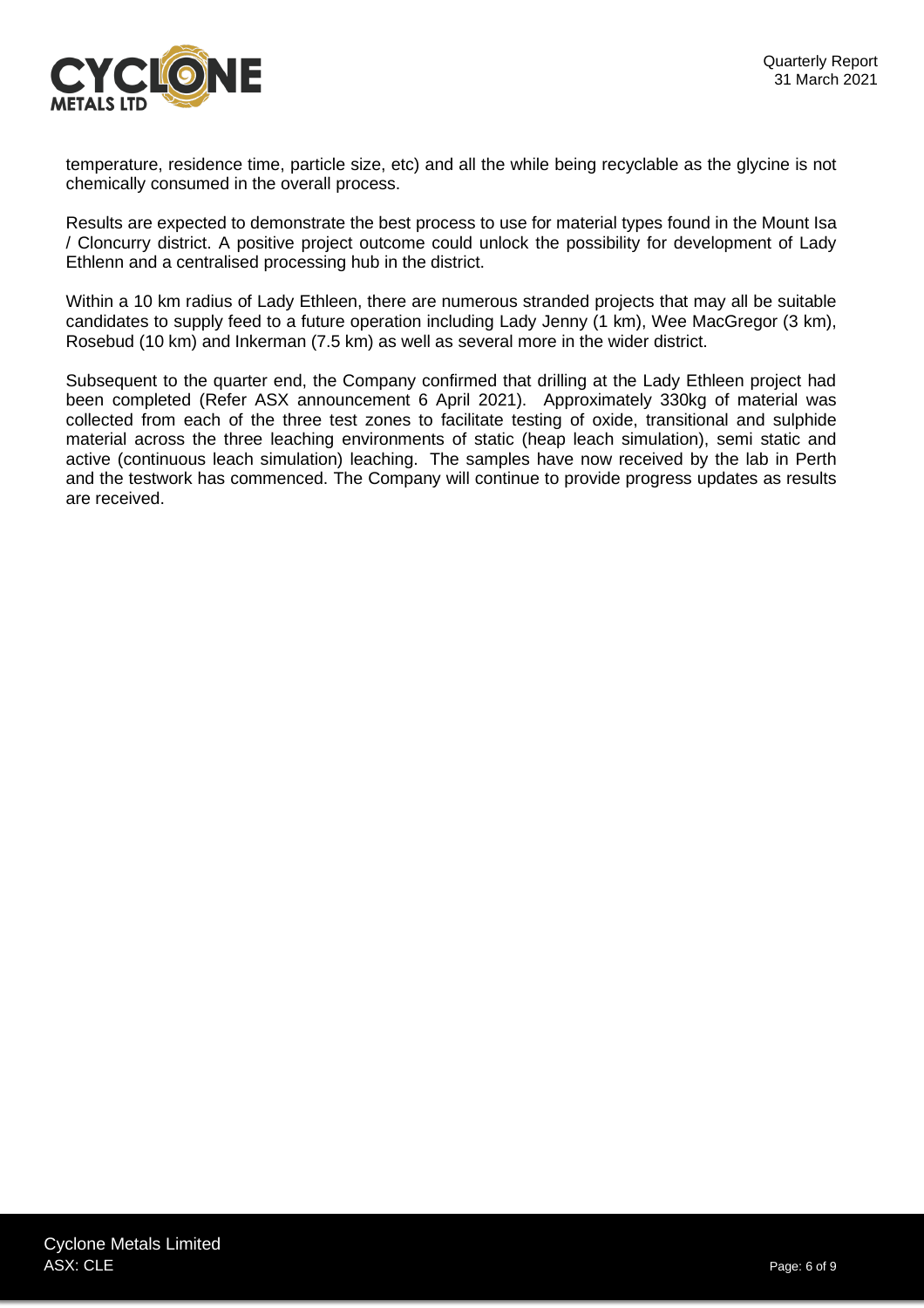temperature, residence time, particle size, etc) and all the while being recyclable as the glycine is not chemically consumed in the overall process.

Results are expected to demonstrate the best process to use for material types found in the Mount Isa / Cloncurry district. A positive project outcome could unlock the possibility for development of Lady Ethlenn and a centralised processing hub in the district.

Within a 10 km radius of Lady Ethleen, there are numerous stranded projects that may all be suitable candidates to supply feed to a future operation including Lady Jenny (1 km), Wee MacGregor (3 km), Rosebud (10 km) and Inkerman (7.5 km) as well as several more in the wider district.

Subsequent to the quarter end, the Company confirmed that drilling at the Lady Ethleen project had been completed (Refer ASX announcement 6 April 2021). Approximately 330kg of material was collected from each of the three test zones to facilitate testing of oxide, transitional and sulphide material across the three leaching environments of static (heap leach simulation), semi static and active (continuous leach simulation) leaching. The samples have now received by the lab in Perth and the testwork has commenced. The Company will continue to provide progress updates as results are received.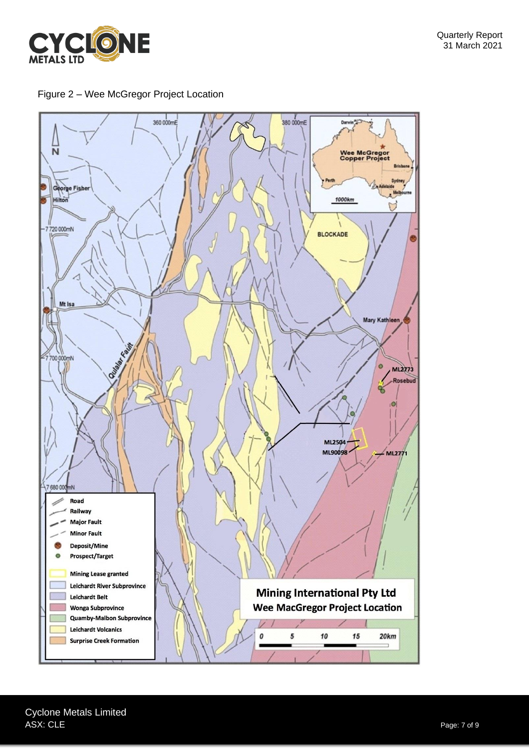Figure 2 – Wee McGregor Project Location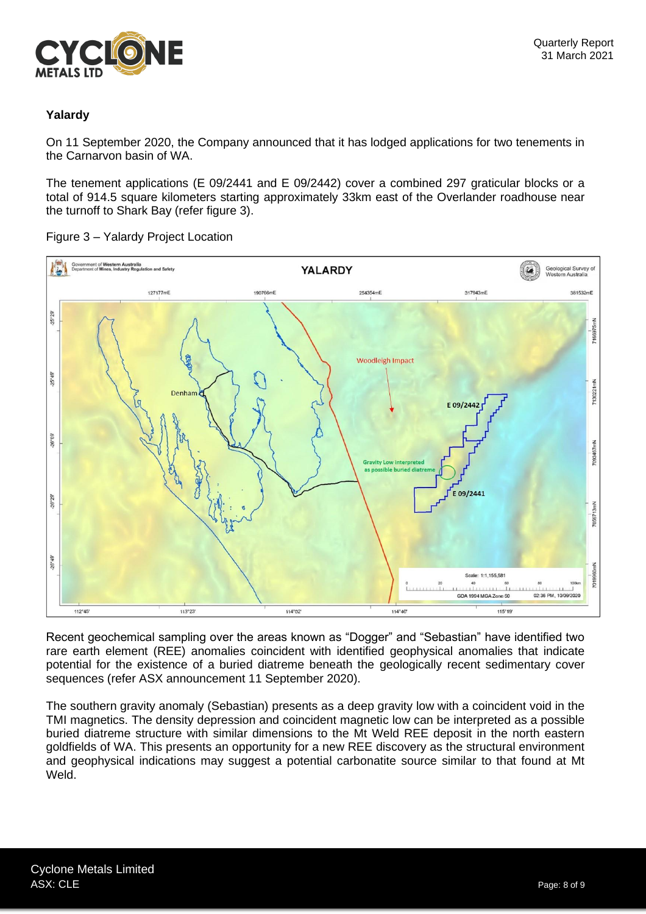### Yalardy

On 11 September 2020, the Company announced that it has lodged applications for two tenements in the Carnarvon basin of WA.

The tenement applications (E 09/2441 and E 09/2442) cover a combined 297 graticular blocks or a total of 914.5 square kilometers starting approximately 33km east of the Overlander roadhouse near the turnoff to Shark Bay (refer figure 3).

Figure 3 – Yalardy Project Location

Recent geochemical sampling over the areas known as "Dogger" and "Sebastian" have identified two rare earth element (REE) anomalies coincident with identified geophysical anomalies that indicate potential for the existence of a buried diatreme beneath the geologically recent sedimentary cover sequences (refer ASX announcement 11 September 2020).

The southern gravity anomaly (Sebastian) presents as a deep gravity low with a coincident void in the TMI magnetics. The density depression and coincident magnetic low can be interpreted as a possible buried diatreme structure with similar dimensions to the Mt Weld REE deposit in the north eastern goldfields of WA. This presents an opportunity for a new REE discovery as the structural environment and geophysical indications may suggest a potential carbonatite source similar to that found at Mt Weld.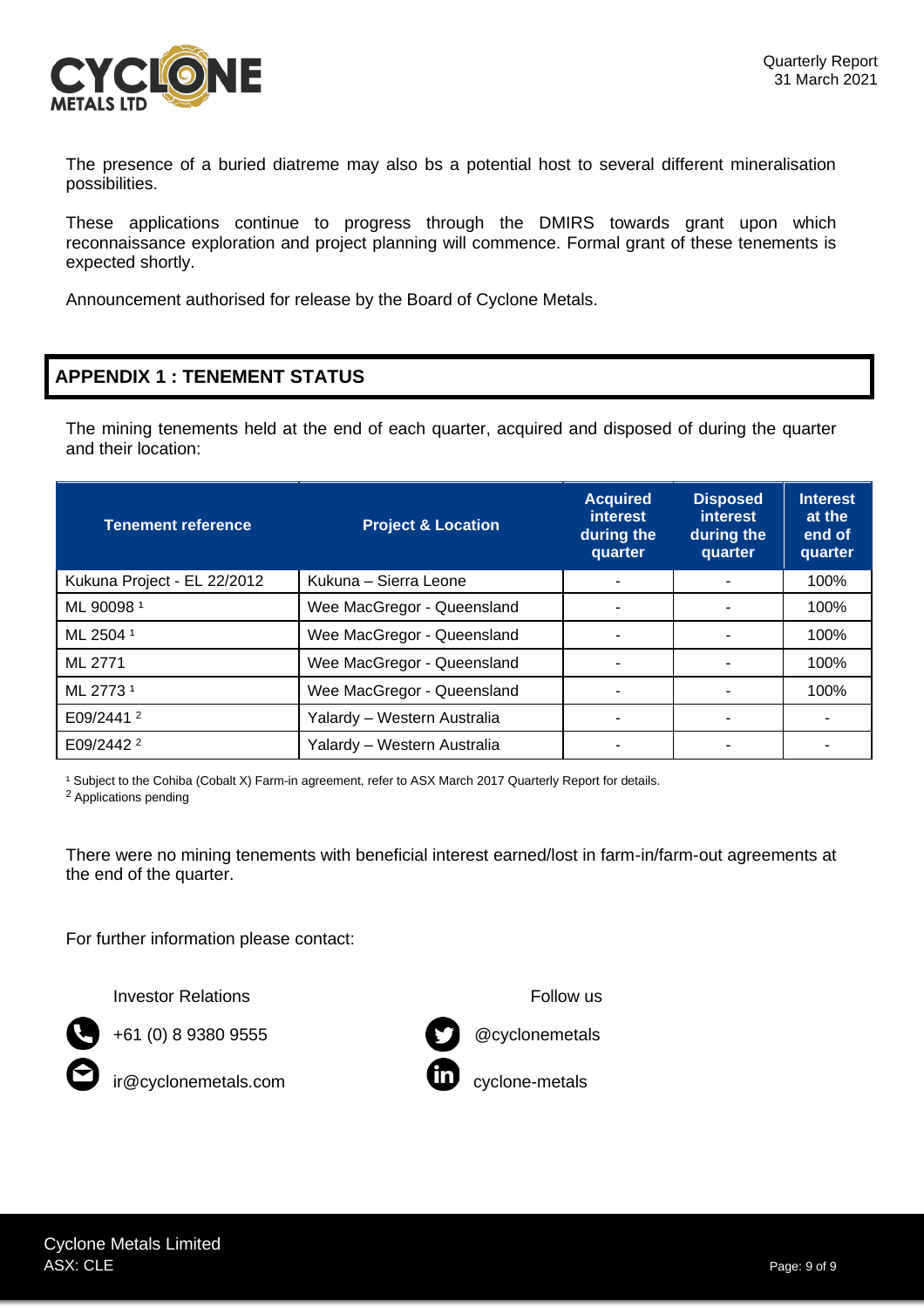The presence of a buried diatreme may also bs a potential host to several different mineralisation possibilities.

These applications continue to progress through the DMIRS towards grant upon which reconnaissance exploration and project planning will commence. Formal grant of these tenements is expected shortly.

Announcement authorised for release by the Board of Cyclone Metals.

## APPENDIX 1 : TENEMENT STATUS

The mining tenements held at the end of each quarter, acquired and disposed of during the quarter and their location:

| Tenement reference | Project & Location | Acquired interest during the quarter | Disposed interest during the quarter | Interest at the end of quarter |
|---|---|---|---|---|
| Kukuna Project - EL 22/2012 | Kukuna – Sierra Leone | - | - | 100% |
| ML 90098 [1] | Wee MacGregor - Queensland | - | - | 100% |
| ML 2504 [1] | Wee MacGregor - Queensland | - | - | 100% |
| ML 2771 | Wee MacGregor - Queensland | - | - | 100% |
| ML 2773 [1] | Wee MacGregor - Queensland | - | - | 100% |
| E09/2441 [2] | Yalardy – Western Australia | - | - | - |
| E09/2442 [2] | Yalardy – Western Australia | - | - | - |

[1] Subject to the Cohiba (Cobalt X) Farm-in agreement, refer to ASX March 2017 Quarterly Report for details.
[2] Applications pending

There were no mining tenements with beneficial interest earned/lost in farm-in/farm-out agreements at the end of the quarter.

For further information please contact:

Investor Relations

+61 (0) 8 9380 9555

ir@cyclonemetals.com

Follow us

@cyclonemetals

cyclone-metals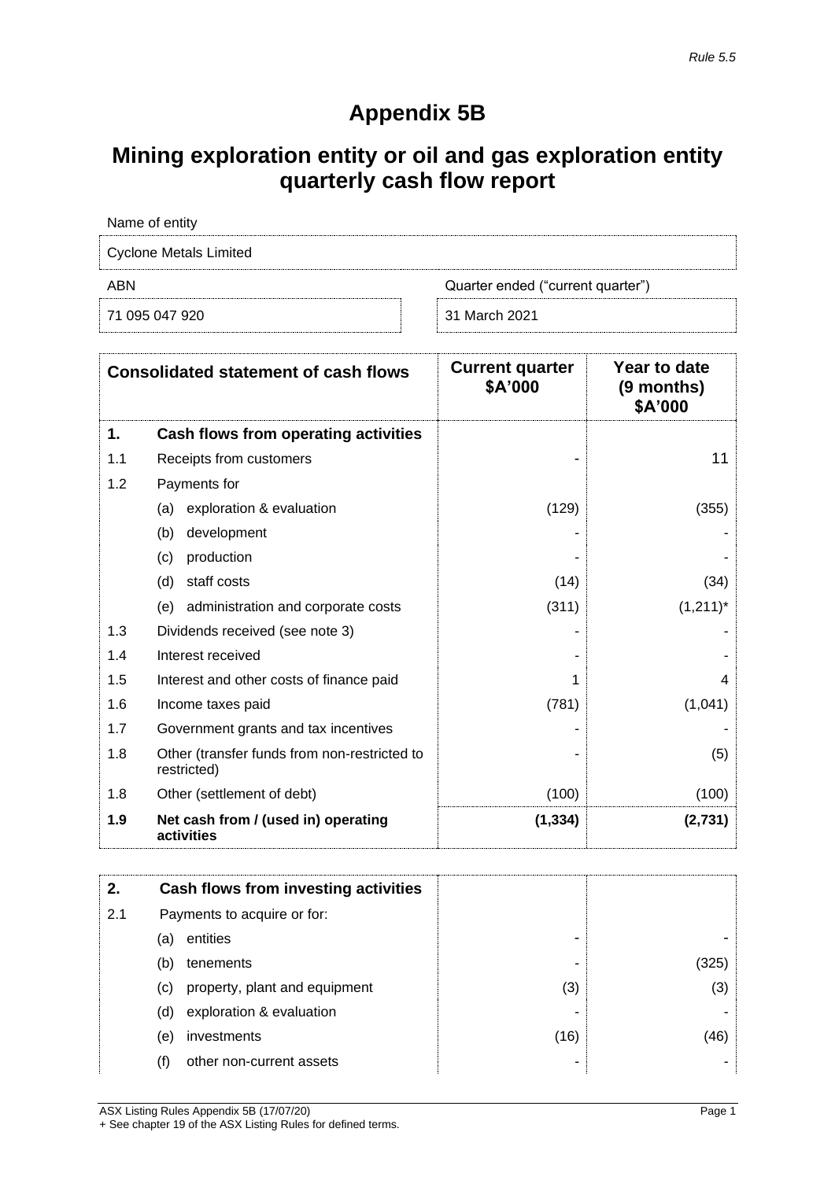*Rule 5.5*

# Appendix 5B

# Mining exploration entity or oil and gas exploration entity quarterly cash flow report

| Name of entity | |
|---|---|
| Cyclone Metals Limited | |
| **ABN** | **Quarter ended ("current quarter")** |
| 71 095 047 920 | 31 March 2021 |

| | Consolidated statement of cash flows | Current quarter $A'000 | Year to date (9 months) $A'000 |
|---|---|---|---|
| **1.** | **Cash flows from operating activities** | | |
| 1.1 | Receipts from customers | - | 11 |
| 1.2 | Payments for | | |
| | (a) exploration & evaluation | (129) | (355) |
| | (b) development | - | - |
| | (c) production | - | - |
| | (d) staff costs | (14) | (34) |
| | (e) administration and corporate costs | (311) | (1,211)* |
| 1.3 | Dividends received (see note 3) | - | - |
| 1.4 | Interest received | - | - |
| 1.5 | Interest and other costs of finance paid | 1 | 4 |
| 1.6 | Income taxes paid | (781) | (1,041) |
| 1.7 | Government grants and tax incentives | - | - |
| 1.8 | Other (transfer funds from non-restricted to restricted) | - | (5) |
| 1.8 | Other (settlement of debt) | (100) | (100) |
| **1.9** | **Net cash from / (used in) operating activities** | **(1,334)** | **(2,731)** |

| | | | |
|---|---|---|---|
| **2.** | **Cash flows from investing activities** | | |
| 2.1 | Payments to acquire or for: | | |
| | (a) entities | - | - |
| | (b) tenements | - | (325) |
| | (c) property, plant and equipment | (3) | (3) |
| | (d) exploration & evaluation | - | - |
| | (e) investments | (16) | (46) |
| | (f) other non-current assets | - | - |

ASX Listing Rules Appendix 5B (17/07/20)
+ See chapter 19 of the ASX Listing Rules for defined terms.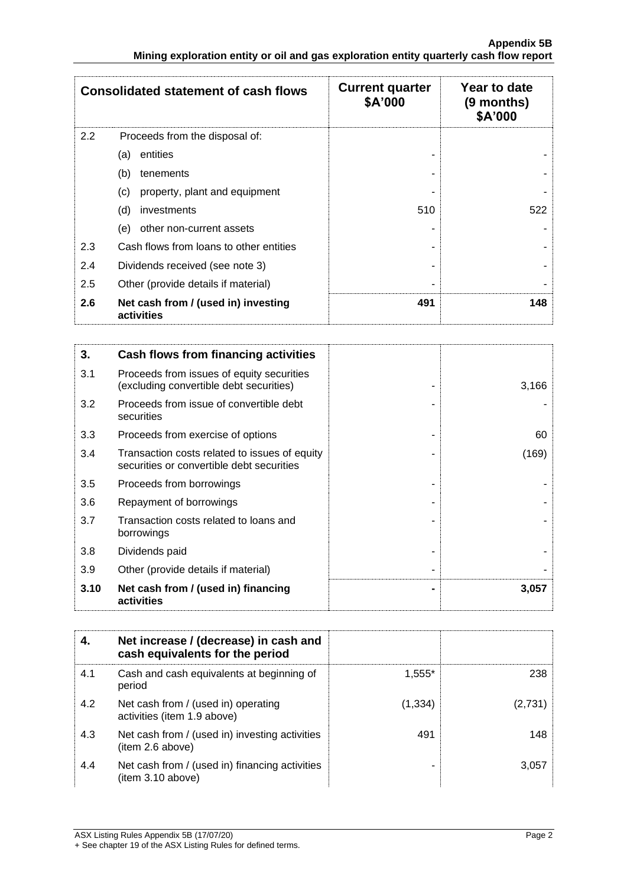| Consolidated statement of cash flows | | Current quarter $A'000 | Year to date (9 months) $A'000 |
|---|---|---|---|
| 2.2 | Proceeds from the disposal of: | | |
| | (a) entities | - | - |
| | (b) tenements | - | - |
| | (c) property, plant and equipment | - | - |
| | (d) investments | 510 | 522 |
| | (e) other non-current assets | - | - |
| 2.3 | Cash flows from loans to other entities | - | - |
| 2.4 | Dividends received (see note 3) | - | - |
| 2.5 | Other (provide details if material) | - | - |
| **2.6** | **Net cash from / (used in) investing activities** | **491** | **148** |

| **3.** | **Cash flows from financing activities** | | |
|---|---|---|---|
| 3.1 | Proceeds from issues of equity securities (excluding convertible debt securities) | - | 3,166 |
| 3.2 | Proceeds from issue of convertible debt securities | - | - |
| 3.3 | Proceeds from exercise of options | - | 60 |
| 3.4 | Transaction costs related to issues of equity securities or convertible debt securities | - | (169) |
| 3.5 | Proceeds from borrowings | - | - |
| 3.6 | Repayment of borrowings | - | - |
| 3.7 | Transaction costs related to loans and borrowings | - | - |
| 3.8 | Dividends paid | - | - |
| 3.9 | Other (provide details if material) | - | - |
| **3.10** | **Net cash from / (used in) financing activities** | **-** | **3,057** |

| **4.** | **Net increase / (decrease) in cash and cash equivalents for the period** | | |
|---|---|---|---|
| 4.1 | Cash and cash equivalents at beginning of period | 1,555* | 238 |
| 4.2 | Net cash from / (used in) operating activities (item 1.9 above) | (1,334) | (2,731) |
| 4.3 | Net cash from / (used in) investing activities (item 2.6 above) | 491 | 148 |
| 4.4 | Net cash from / (used in) financing activities (item 3.10 above) | - | 3,057 |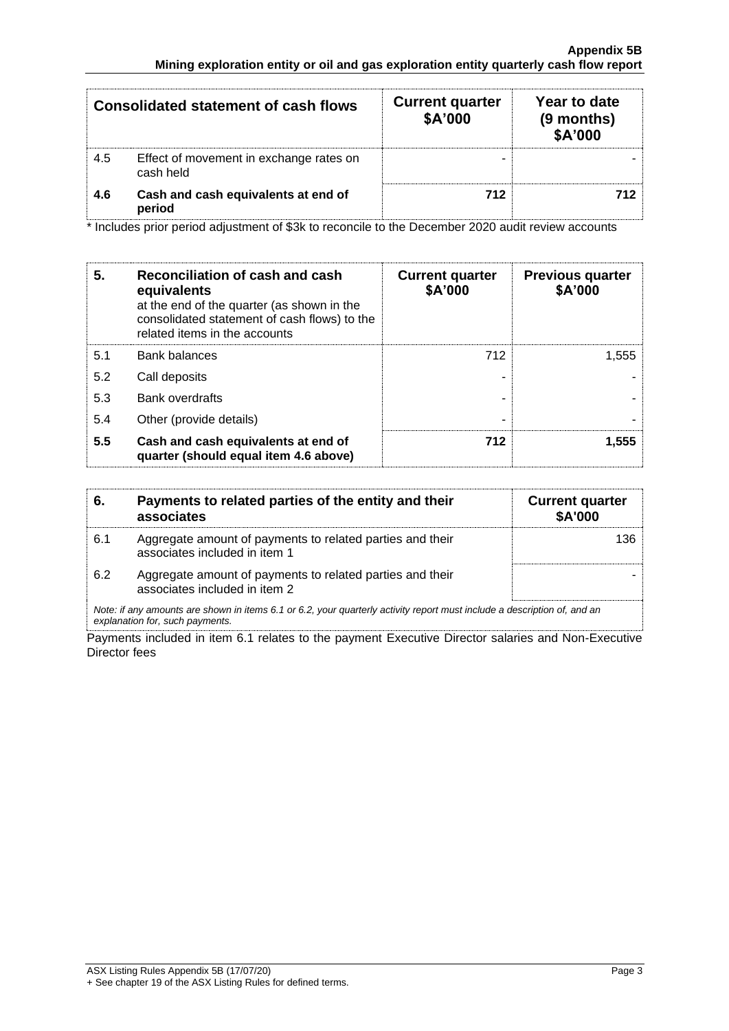| | Consolidated statement of cash flows | Current quarter $A'000 | Year to date (9 months) $A'000 |
|---|---|---|---|
| 4.5 | Effect of movement in exchange rates on cash held | - | - |
| **4.6** | **Cash and cash equivalents at end of period** | **712** | **712** |

* Includes prior period adjustment of $3k to reconcile to the December 2020 audit review accounts

| 5. | Reconciliation of cash and cash equivalents at the end of the quarter (as shown in the consolidated statement of cash flows) to the related items in the accounts | Current quarter $A'000 | Previous quarter $A'000 |
|---|---|---|---|
| 5.1 | Bank balances | 712 | 1,555 |
| 5.2 | Call deposits | - | - |
| 5.3 | Bank overdrafts | - | - |
| 5.4 | Other (provide details) | - | - |
| **5.5** | **Cash and cash equivalents at end of quarter (should equal item 4.6 above)** | **712** | **1,555** |

| 6. | Payments to related parties of the entity and their associates | Current quarter $A'000 |
|---|---|---|
| 6.1 | Aggregate amount of payments to related parties and their associates included in item 1 | 136 |
| 6.2 | Aggregate amount of payments to related parties and their associates included in item 2 | - |

*Note: if any amounts are shown in items 6.1 or 6.2, your quarterly activity report must include a description of, and an explanation for, such payments.*

Payments included in item 6.1 relates to the payment Executive Director salaries and Non-Executive Director fees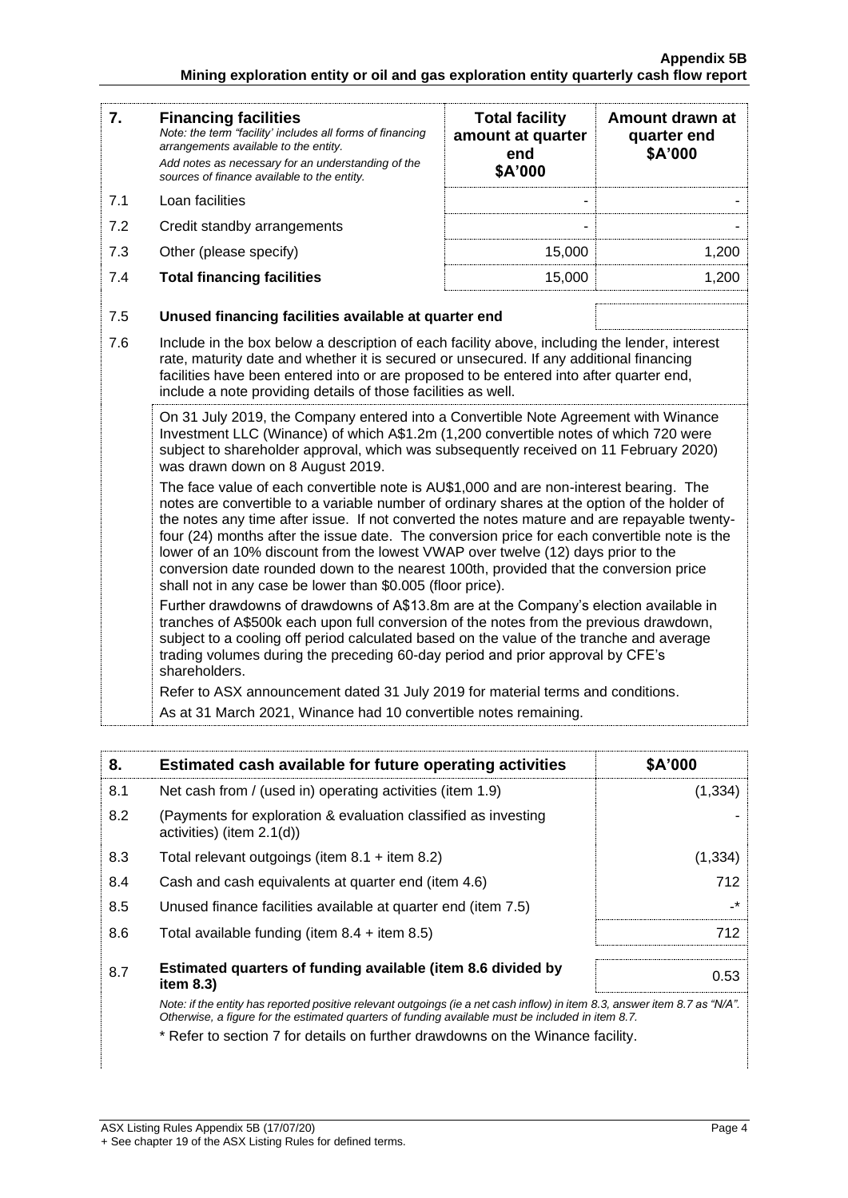| 7. | **Financing facilities** *Note: the term "facility' includes all forms of financing arrangements available to the entity.* *Add notes as necessary for an understanding of the sources of finance available to the entity.* | **Total facility amount at quarter end \$A'000** | **Amount drawn at quarter end \$A'000** |
|---|---|---|---|
| 7.1 | Loan facilities | - | - |
| 7.2 | Credit standby arrangements | - | - |
| 7.3 | Other (please specify) | 15,000 | 1,200 |
| 7.4 | **Total financing facilities** | 15,000 | 1,200 |
| 7.5 | **Unused financing facilities available at quarter end** | | |

7.6 Include in the box below a description of each facility above, including the lender, interest rate, maturity date and whether it is secured or unsecured. If any additional financing facilities have been entered into or are proposed to be entered into after quarter end, include a note providing details of those facilities as well.

On 31 July 2019, the Company entered into a Convertible Note Agreement with Winance Investment LLC (Winance) of which A\$1.2m (1,200 convertible notes of which 720 were subject to shareholder approval, which was subsequently received on 11 February 2020) was drawn down on 8 August 2019.

The face value of each convertible note is AU\$1,000 and are non-interest bearing. The notes are convertible to a variable number of ordinary shares at the option of the holder of the notes any time after issue. If not converted the notes mature and are repayable twenty-four (24) months after the issue date. The conversion price for each convertible note is the lower of an 10% discount from the lowest VWAP over twelve (12) days prior to the conversion date rounded down to the nearest 100th, provided that the conversion price shall not in any case be lower than \$0.005 (floor price).

Further drawdowns of drawdowns of A\$13.8m are at the Company's election available in tranches of A\$500k each upon full conversion of the notes from the previous drawdown, subject to a cooling off period calculated based on the value of the tranche and average trading volumes during the preceding 60-day period and prior approval by CFE's shareholders.

Refer to ASX announcement dated 31 July 2019 for material terms and conditions.

As at 31 March 2021, Winance had 10 convertible notes remaining.

| 8. | **Estimated cash available for future operating activities** | **\$A'000** |
|---|---|---|
| 8.1 | Net cash from / (used in) operating activities (item 1.9) | (1,334) |
| 8.2 | (Payments for exploration & evaluation classified as investing activities) (item 2.1(d)) | - |
| 8.3 | Total relevant outgoings (item 8.1 + item 8.2) | (1,334) |
| 8.4 | Cash and cash equivalents at quarter end (item 4.6) | 712 |
| 8.5 | Unused finance facilities available at quarter end (item 7.5) | -* |
| 8.6 | Total available funding (item 8.4 + item 8.5) | 712 |
| 8.7 | **Estimated quarters of funding available (item 8.6 divided by item 8.3)** | 0.53 |

*Note: if the entity has reported positive relevant outgoings (ie a net cash inflow) in item 8.3, answer item 8.7 as "N/A". Otherwise, a figure for the estimated quarters of funding available must be included in item 8.7.*

\* Refer to section 7 for details on further drawdowns on the Winance facility.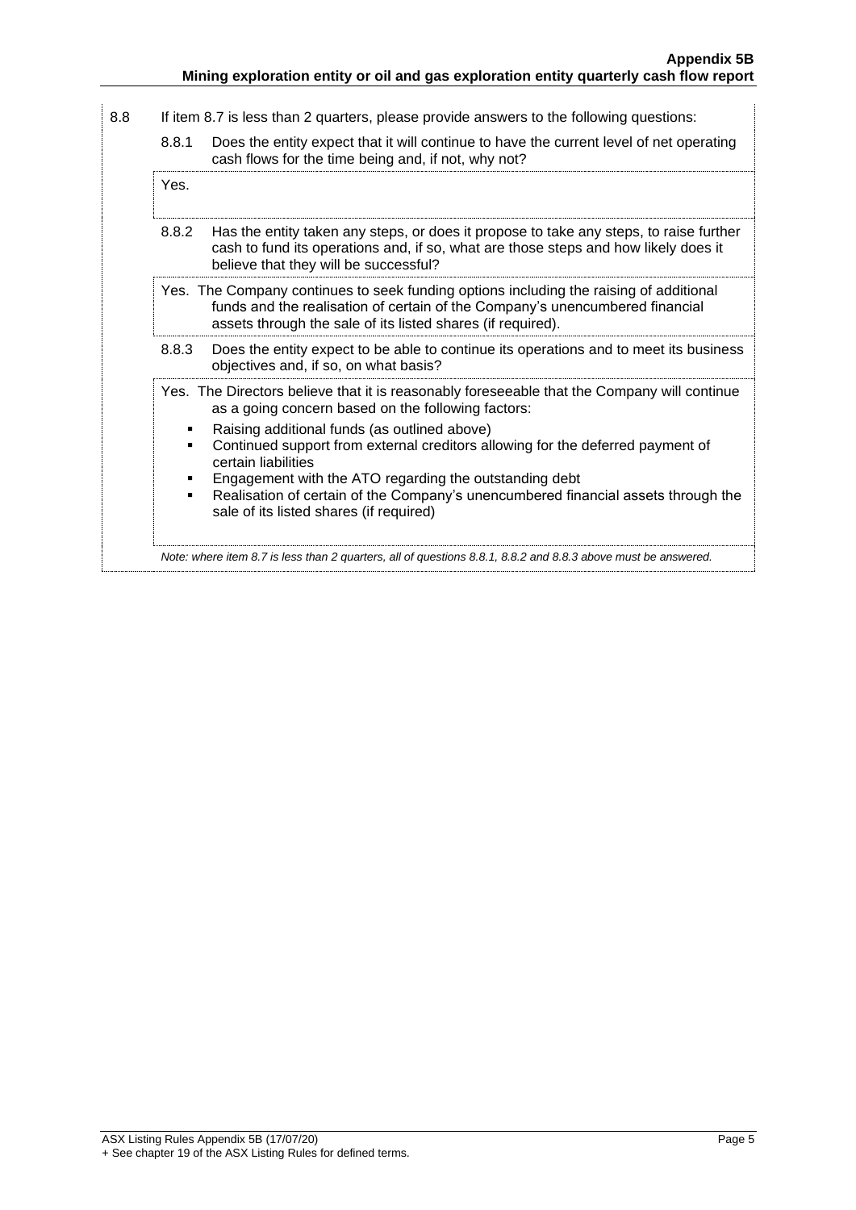| 8.8 | If item 8.7 is less than 2 quarters, please provide answers to the following questions: |
|---|---|

**8.8.1** Does the entity expect that it will continue to have the current level of net operating cash flows for the time being and, if not, why not?

Yes.

**8.8.2** Has the entity taken any steps, or does it propose to take any steps, to raise further cash to fund its operations and, if so, what are those steps and how likely does it believe that they will be successful?

Yes. The Company continues to seek funding options including the raising of additional funds and the realisation of certain of the Company's unencumbered financial assets through the sale of its listed shares (if required).

**8.8.3** Does the entity expect to be able to continue its operations and to meet its business objectives and, if so, on what basis?

Yes. The Directors believe that it is reasonably foreseeable that the Company will continue as a going concern based on the following factors:

- Raising additional funds (as outlined above)
- Continued support from external creditors allowing for the deferred payment of certain liabilities
- Engagement with the ATO regarding the outstanding debt
- Realisation of certain of the Company's unencumbered financial assets through the sale of its listed shares (if required)

*Note: where item 8.7 is less than 2 quarters, all of questions 8.8.1, 8.8.2 and 8.8.3 above must be answered.*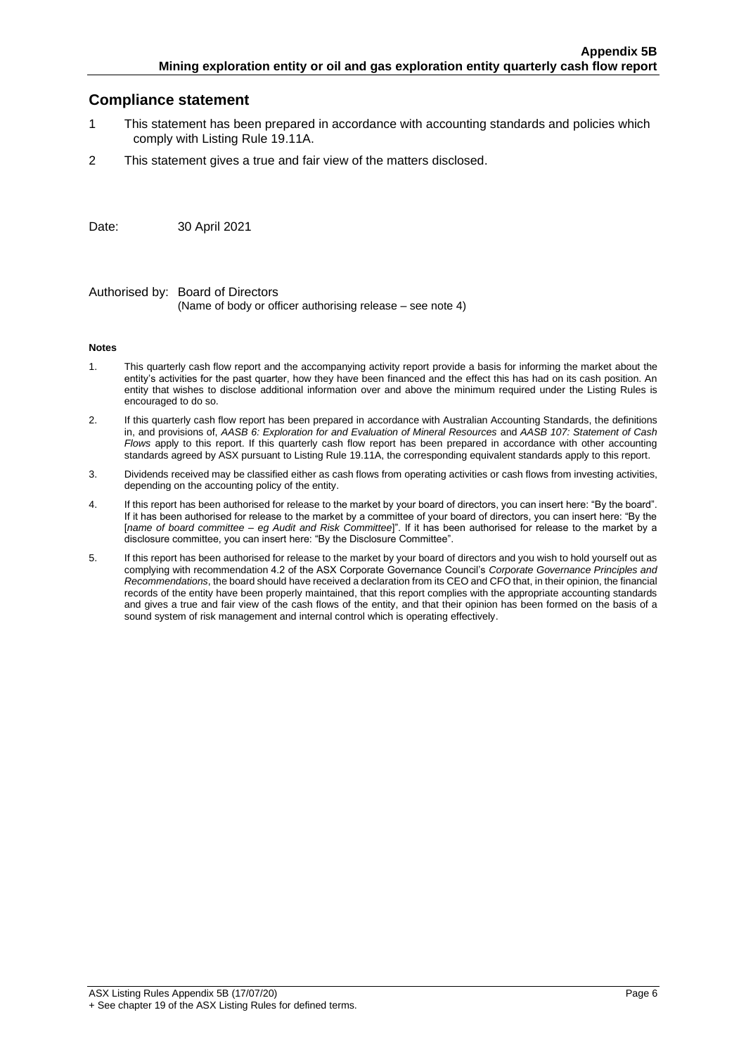## Compliance statement

1 This statement has been prepared in accordance with accounting standards and policies which comply with Listing Rule 19.11A.

2 This statement gives a true and fair view of the matters disclosed.

Date: 30 April 2021

Authorised by: Board of Directors
(Name of body or officer authorising release – see note 4)

**Notes**

1. This quarterly cash flow report and the accompanying activity report provide a basis for informing the market about the entity's activities for the past quarter, how they have been financed and the effect this has had on its cash position. An entity that wishes to disclose additional information over and above the minimum required under the Listing Rules is encouraged to do so.

2. If this quarterly cash flow report has been prepared in accordance with Australian Accounting Standards, the definitions in, and provisions of, *AASB 6: Exploration for and Evaluation of Mineral Resources* and *AASB 107: Statement of Cash Flows* apply to this report. If this quarterly cash flow report has been prepared in accordance with other accounting standards agreed by ASX pursuant to Listing Rule 19.11A, the corresponding equivalent standards apply to this report.

3. Dividends received may be classified either as cash flows from operating activities or cash flows from investing activities, depending on the accounting policy of the entity.

4. If this report has been authorised for release to the market by your board of directors, you can insert here: "By the board". If it has been authorised for release to the market by a committee of your board of directors, you can insert here: "By the [*name of board committee – eg Audit and Risk Committee*]". If it has been authorised for release to the market by a disclosure committee, you can insert here: "By the Disclosure Committee".

5. If this report has been authorised for release to the market by your board of directors and you wish to hold yourself out as complying with recommendation 4.2 of the ASX Corporate Governance Council's *Corporate Governance Principles and Recommendations*, the board should have received a declaration from its CEO and CFO that, in their opinion, the financial records of the entity have been properly maintained, that this report complies with the appropriate accounting standards and gives a true and fair view of the cash flows of the entity, and that their opinion has been formed on the basis of a sound system of risk management and internal control which is operating effectively.